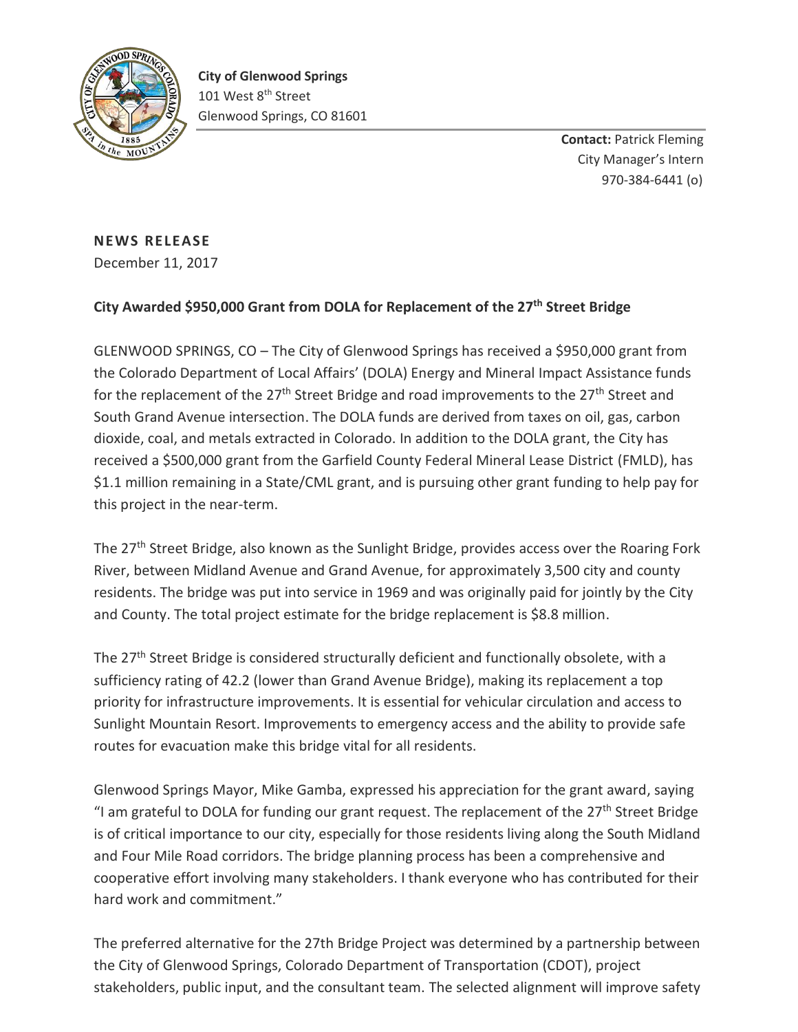**City of Glenwood Springs**
101 West 8th Street
Glenwood Springs, CO 81601

**Contact:** Patrick Fleming
City Manager's Intern
970-384-6441 (o)

**NEWS RELEASE**
December 11, 2017

**City Awarded $950,000 Grant from DOLA for Replacement of the 27th Street Bridge**

GLENWOOD SPRINGS, CO – The City of Glenwood Springs has received a $950,000 grant from the Colorado Department of Local Affairs' (DOLA) Energy and Mineral Impact Assistance funds for the replacement of the 27th Street Bridge and road improvements to the 27th Street and South Grand Avenue intersection. The DOLA funds are derived from taxes on oil, gas, carbon dioxide, coal, and metals extracted in Colorado. In addition to the DOLA grant, the City has received a $500,000 grant from the Garfield County Federal Mineral Lease District (FMLD), has $1.1 million remaining in a State/CML grant, and is pursuing other grant funding to help pay for this project in the near-term.

The 27th Street Bridge, also known as the Sunlight Bridge, provides access over the Roaring Fork River, between Midland Avenue and Grand Avenue, for approximately 3,500 city and county residents. The bridge was put into service in 1969 and was originally paid for jointly by the City and County. The total project estimate for the bridge replacement is $8.8 million.

The 27th Street Bridge is considered structurally deficient and functionally obsolete, with a sufficiency rating of 42.2 (lower than Grand Avenue Bridge), making its replacement a top priority for infrastructure improvements. It is essential for vehicular circulation and access to Sunlight Mountain Resort. Improvements to emergency access and the ability to provide safe routes for evacuation make this bridge vital for all residents.

Glenwood Springs Mayor, Mike Gamba, expressed his appreciation for the grant award, saying "I am grateful to DOLA for funding our grant request. The replacement of the 27th Street Bridge is of critical importance to our city, especially for those residents living along the South Midland and Four Mile Road corridors. The bridge planning process has been a comprehensive and cooperative effort involving many stakeholders. I thank everyone who has contributed for their hard work and commitment."

The preferred alternative for the 27th Bridge Project was determined by a partnership between the City of Glenwood Springs, Colorado Department of Transportation (CDOT), project stakeholders, public input, and the consultant team. The selected alignment will improve safety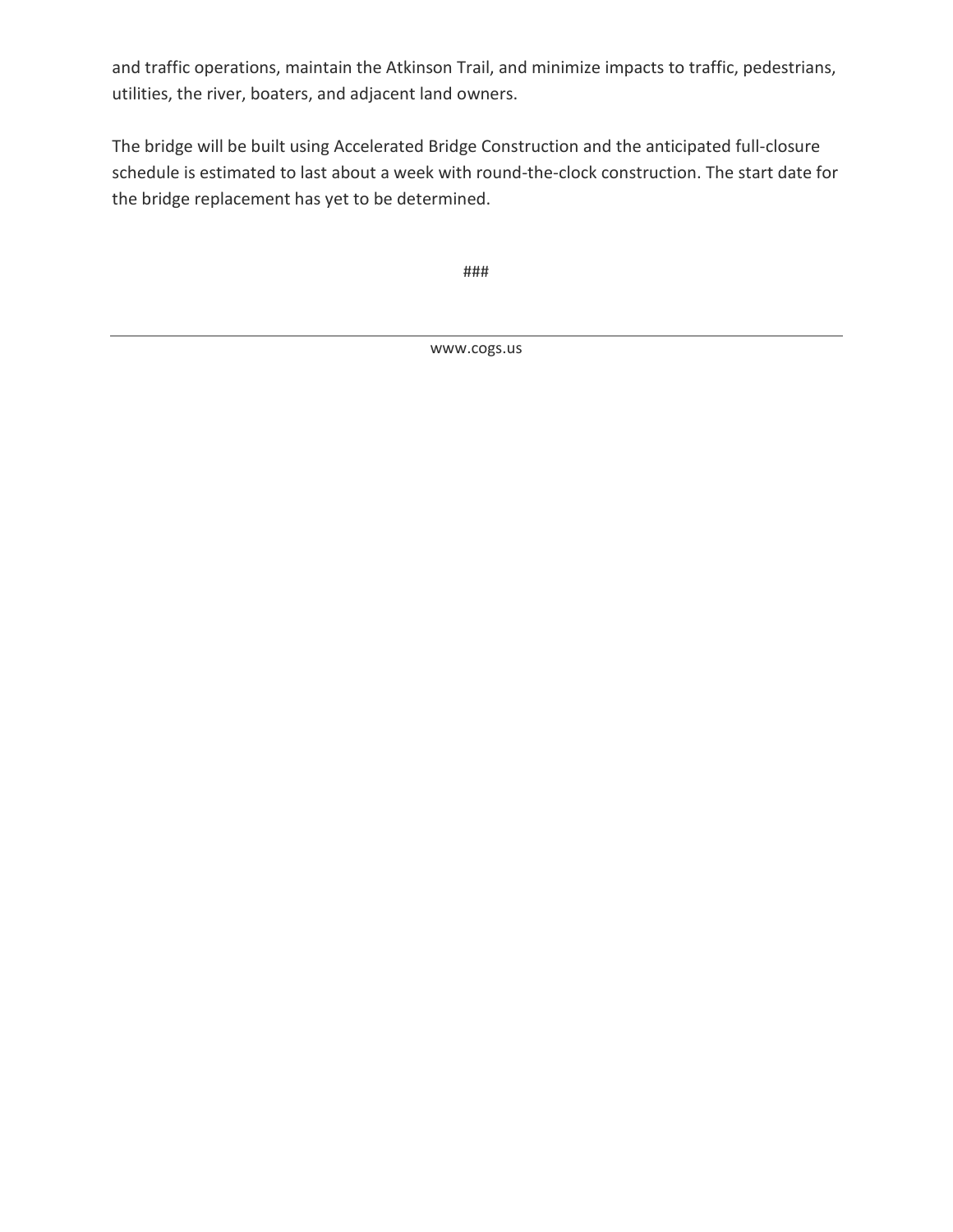and traffic operations, maintain the Atkinson Trail, and minimize impacts to traffic, pedestrians, utilities, the river, boaters, and adjacent land owners.

The bridge will be built using Accelerated Bridge Construction and the anticipated full-closure schedule is estimated to last about a week with round-the-clock construction. The start date for the bridge replacement has yet to be determined.

###

www.cogs.us